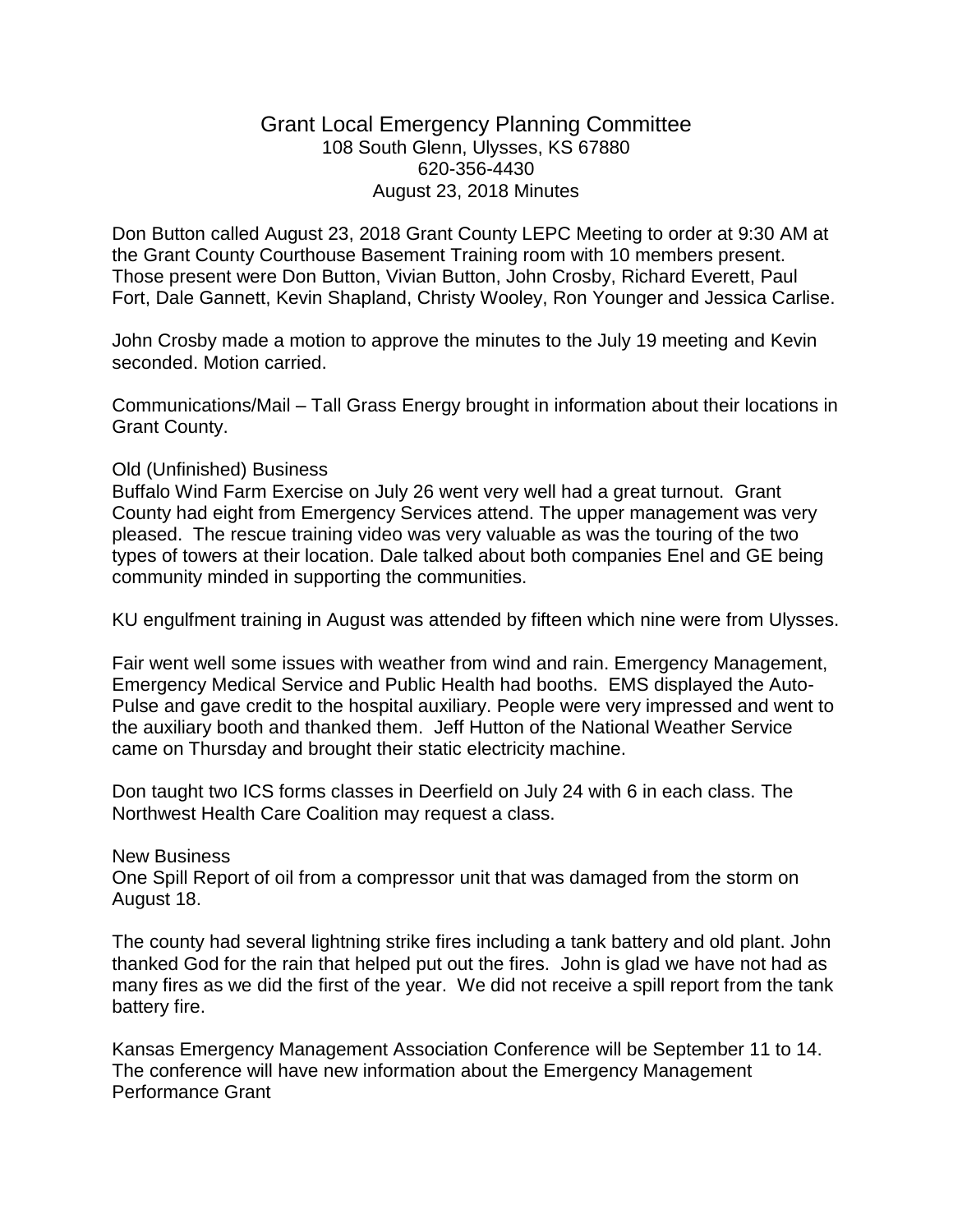# Grant Local Emergency Planning Committee

108 South Glenn, Ulysses, KS 67880
620-356-4430
August 23, 2018 Minutes

Don Button called August 23, 2018 Grant County LEPC Meeting to order at 9:30 AM at the Grant County Courthouse Basement Training room with 10 members present. Those present were Don Button, Vivian Button, John Crosby, Richard Everett, Paul Fort, Dale Gannett, Kevin Shapland, Christy Wooley, Ron Younger and Jessica Carlise.

John Crosby made a motion to approve the minutes to the July 19 meeting and Kevin seconded. Motion carried.

Communications/Mail – Tall Grass Energy brought in information about their locations in Grant County.

Old (Unfinished) Business

Buffalo Wind Farm Exercise on July 26 went very well had a great turnout. Grant County had eight from Emergency Services attend. The upper management was very pleased. The rescue training video was very valuable as was the touring of the two types of towers at their location. Dale talked about both companies Enel and GE being community minded in supporting the communities.

KU engulfment training in August was attended by fifteen which nine were from Ulysses.

Fair went well some issues with weather from wind and rain. Emergency Management, Emergency Medical Service and Public Health had booths. EMS displayed the Auto-Pulse and gave credit to the hospital auxiliary. People were very impressed and went to the auxiliary booth and thanked them. Jeff Hutton of the National Weather Service came on Thursday and brought their static electricity machine.

Don taught two ICS forms classes in Deerfield on July 24 with 6 in each class. The Northwest Health Care Coalition may request a class.

New Business

One Spill Report of oil from a compressor unit that was damaged from the storm on August 18.

The county had several lightning strike fires including a tank battery and old plant. John thanked God for the rain that helped put out the fires. John is glad we have not had as many fires as we did the first of the year. We did not receive a spill report from the tank battery fire.

Kansas Emergency Management Association Conference will be September 11 to 14. The conference will have new information about the Emergency Management Performance Grant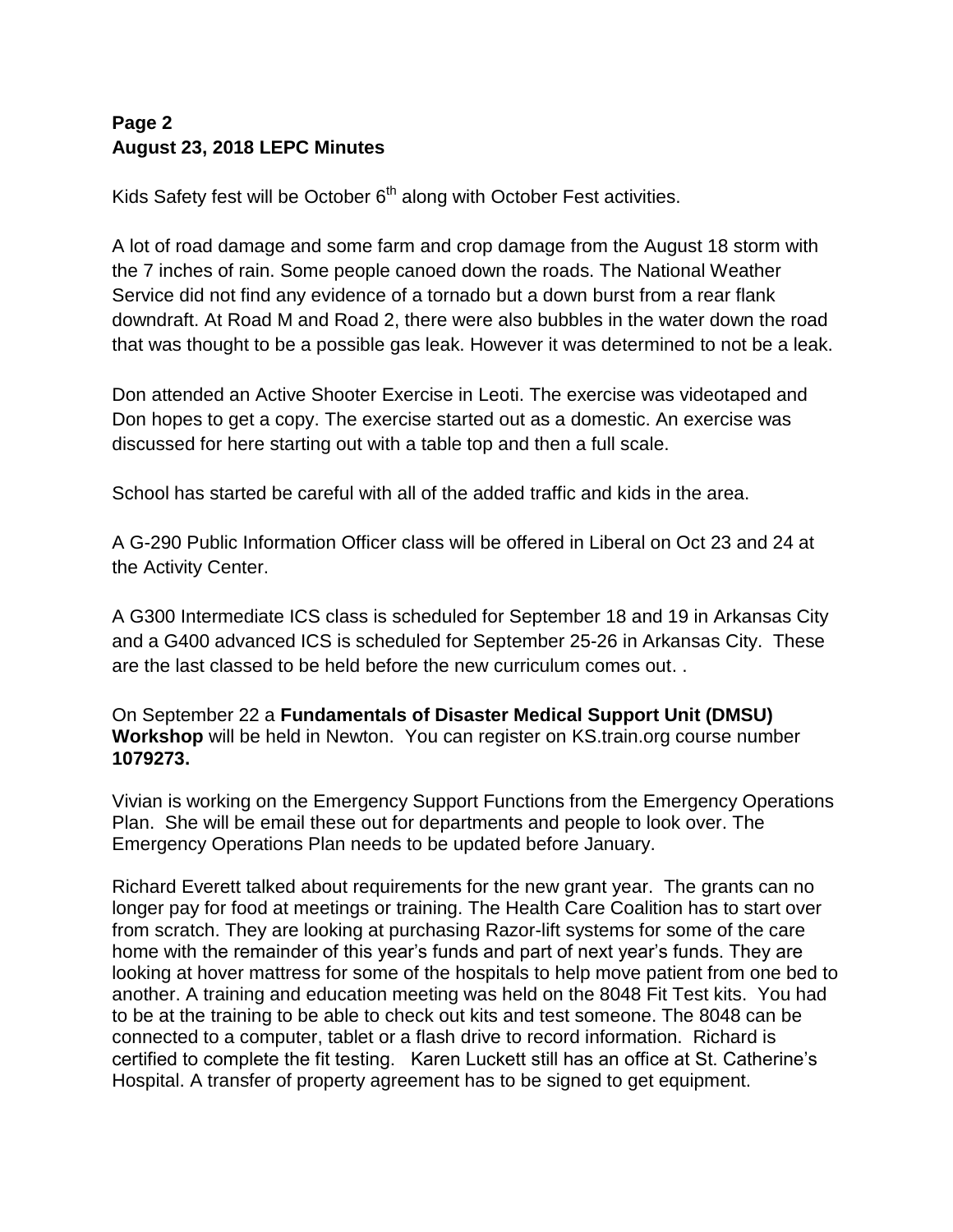**Page 2**
**August 23, 2018 LEPC Minutes**

Kids Safety fest will be October 6th along with October Fest activities.

A lot of road damage and some farm and crop damage from the August 18 storm with the 7 inches of rain. Some people canoed down the roads. The National Weather Service did not find any evidence of a tornado but a down burst from a rear flank downdraft. At Road M and Road 2, there were also bubbles in the water down the road that was thought to be a possible gas leak. However it was determined to not be a leak.

Don attended an Active Shooter Exercise in Leoti. The exercise was videotaped and Don hopes to get a copy. The exercise started out as a domestic. An exercise was discussed for here starting out with a table top and then a full scale.

School has started be careful with all of the added traffic and kids in the area.

A G-290 Public Information Officer class will be offered in Liberal on Oct 23 and 24 at the Activity Center.

A G300 Intermediate ICS class is scheduled for September 18 and 19 in Arkansas City and a G400 advanced ICS is scheduled for September 25-26 in Arkansas City. These are the last classed to be held before the new curriculum comes out. .

On September 22 a **Fundamentals of Disaster Medical Support Unit (DMSU) Workshop** will be held in Newton. You can register on KS.train.org course number **1079273.**

Vivian is working on the Emergency Support Functions from the Emergency Operations Plan. She will be email these out for departments and people to look over. The Emergency Operations Plan needs to be updated before January.

Richard Everett talked about requirements for the new grant year. The grants can no longer pay for food at meetings or training. The Health Care Coalition has to start over from scratch. They are looking at purchasing Razor-lift systems for some of the care home with the remainder of this year's funds and part of next year's funds. They are looking at hover mattress for some of the hospitals to help move patient from one bed to another. A training and education meeting was held on the 8048 Fit Test kits. You had to be at the training to be able to check out kits and test someone. The 8048 can be connected to a computer, tablet or a flash drive to record information. Richard is certified to complete the fit testing. Karen Luckett still has an office at St. Catherine's Hospital. A transfer of property agreement has to be signed to get equipment.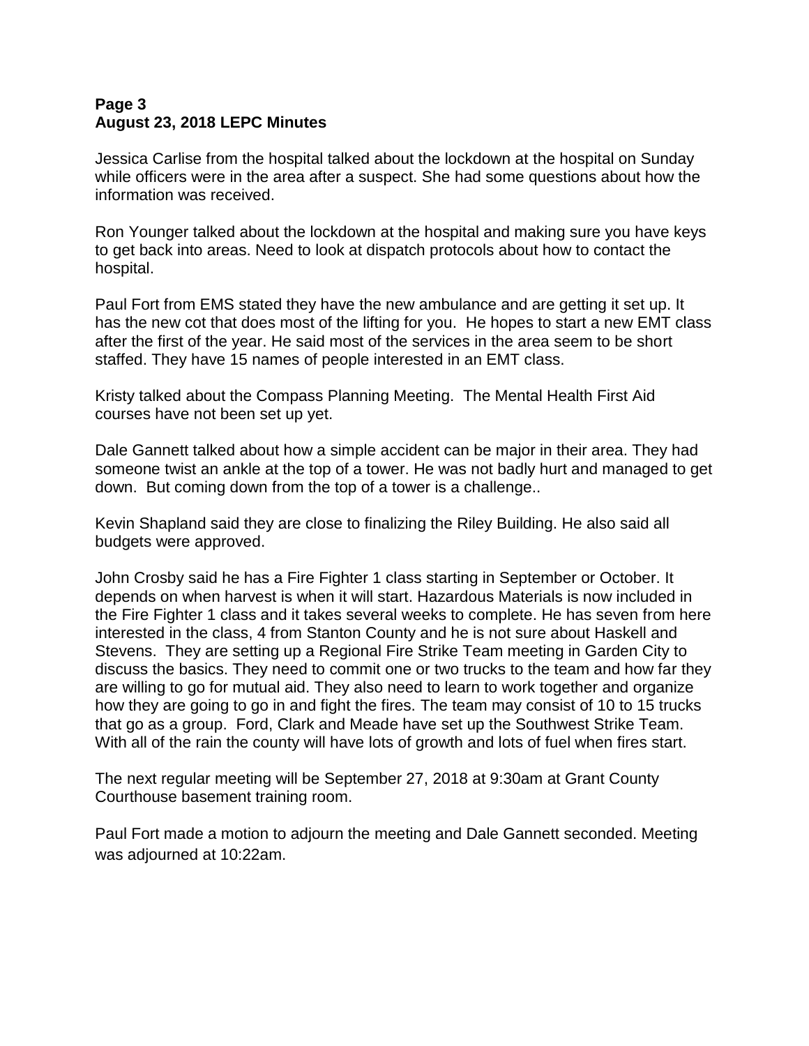Jessica Carlise from the hospital talked about the lockdown at the hospital on Sunday while officers were in the area after a suspect. She had some questions about how the information was received.

Ron Younger talked about the lockdown at the hospital and making sure you have keys to get back into areas. Need to look at dispatch protocols about how to contact the hospital.

Paul Fort from EMS stated they have the new ambulance and are getting it set up. It has the new cot that does most of the lifting for you. He hopes to start a new EMT class after the first of the year. He said most of the services in the area seem to be short staffed. They have 15 names of people interested in an EMT class.

Kristy talked about the Compass Planning Meeting. The Mental Health First Aid courses have not been set up yet.

Dale Gannett talked about how a simple accident can be major in their area. They had someone twist an ankle at the top of a tower. He was not badly hurt and managed to get down. But coming down from the top of a tower is a challenge..

Kevin Shapland said they are close to finalizing the Riley Building. He also said all budgets were approved.

John Crosby said he has a Fire Fighter 1 class starting in September or October. It depends on when harvest is when it will start. Hazardous Materials is now included in the Fire Fighter 1 class and it takes several weeks to complete. He has seven from here interested in the class, 4 from Stanton County and he is not sure about Haskell and Stevens. They are setting up a Regional Fire Strike Team meeting in Garden City to discuss the basics. They need to commit one or two trucks to the team and how far they are willing to go for mutual aid. They also need to learn to work together and organize how they are going to go in and fight the fires. The team may consist of 10 to 15 trucks that go as a group. Ford, Clark and Meade have set up the Southwest Strike Team. With all of the rain the county will have lots of growth and lots of fuel when fires start.

The next regular meeting will be September 27, 2018 at 9:30am at Grant County Courthouse basement training room.

Paul Fort made a motion to adjourn the meeting and Dale Gannett seconded. Meeting was adjourned at 10:22am.